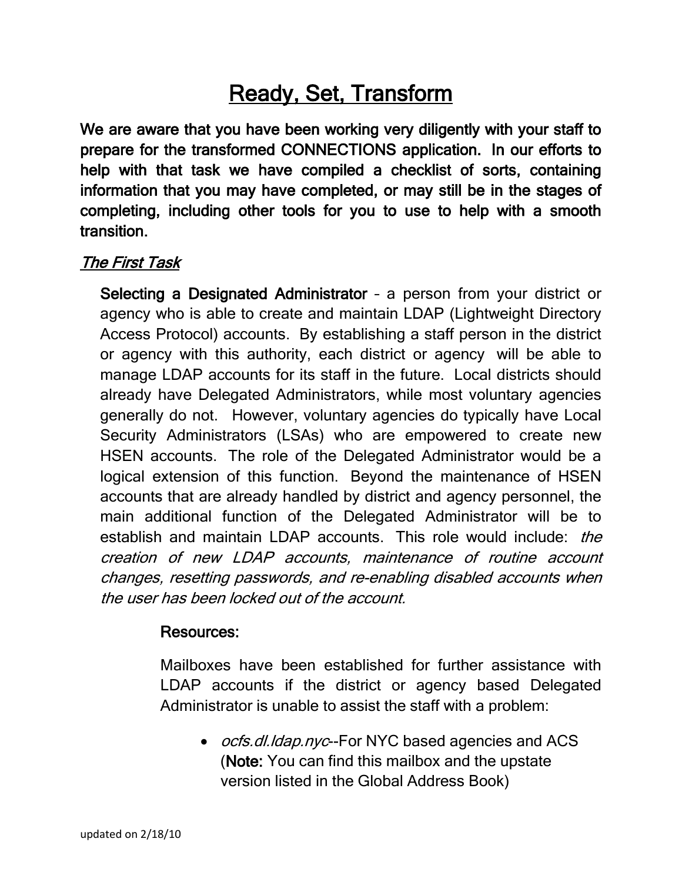# Ready, Set, Transform

**We are aware that you have been working very diligently with your staff to prepare for the transformed CONNECTIONS application. In our efforts to help with that task we have compiled a checklist of sorts, containing information that you may have completed, or may still be in the stages of completing, including other tools for you to use to help with a smooth transition.**

## *The First Task*

**Selecting a Designated Administrator** – a person from your district or agency who is able to create and maintain LDAP (Lightweight Directory Access Protocol) accounts. By establishing a staff person in the district or agency with this authority, each district or agency will be able to manage LDAP accounts for its staff in the future. Local districts should already have Delegated Administrators, while most voluntary agencies generally do not. However, voluntary agencies do typically have Local Security Administrators (LSAs) who are empowered to create new HSEN accounts. The role of the Delegated Administrator would be a logical extension of this function. Beyond the maintenance of HSEN accounts that are already handled by district and agency personnel, the main additional function of the Delegated Administrator will be to establish and maintain LDAP accounts. This role would include: *the creation of new LDAP accounts, maintenance of routine account changes, resetting passwords, and re-enabling disabled accounts when the user has been locked out of the account.*

**Resources:**

Mailboxes have been established for further assistance with LDAP accounts if the district or agency based Delegated Administrator is unable to assist the staff with a problem:

- *ocfs.dl.ldap.nyc*--For NYC based agencies and ACS (**Note:** You can find this mailbox and the upstate version listed in the Global Address Book)

updated on 2/18/10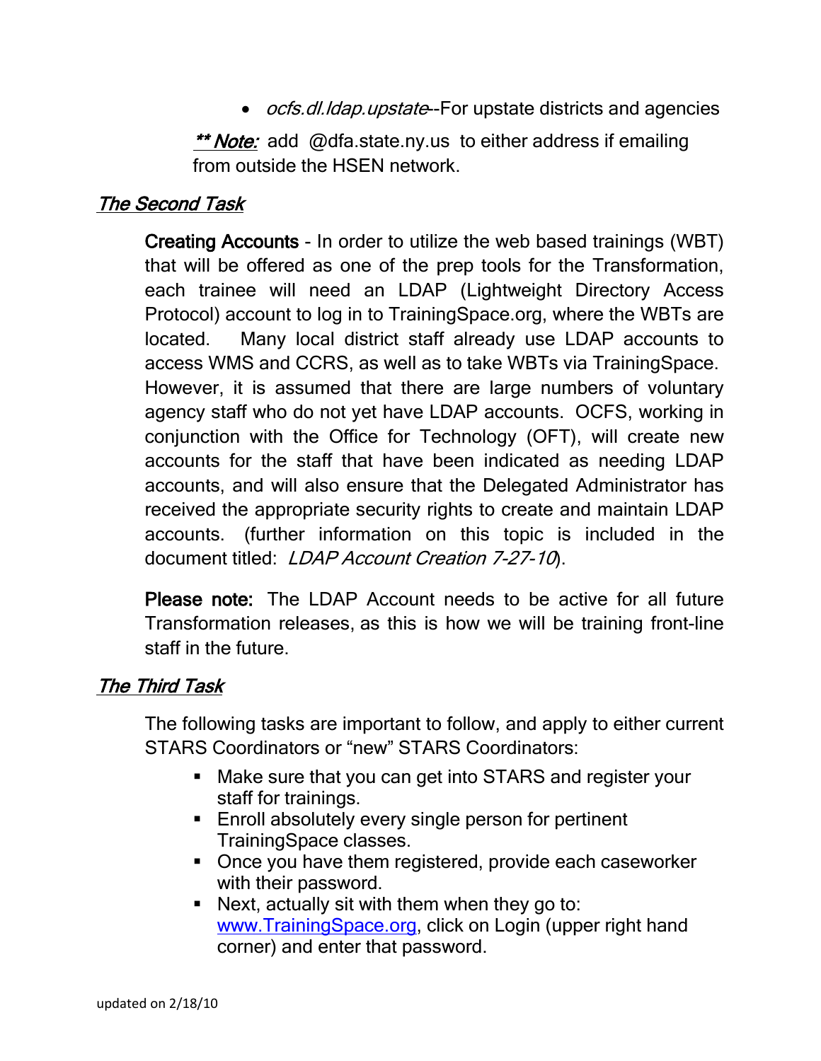- *ocfs.dl.ldap.upstate*--For upstate districts and agencies

***\* Note:*** add @dfa.state.ny.us to either address if emailing from outside the HSEN network.

## *The Second Task*

**Creating Accounts** - In order to utilize the web based trainings (WBT) that will be offered as one of the prep tools for the Transformation, each trainee will need an LDAP (Lightweight Directory Access Protocol) account to log in to TrainingSpace.org, where the WBTs are located. Many local district staff already use LDAP accounts to access WMS and CCRS, as well as to take WBTs via TrainingSpace. However, it is assumed that there are large numbers of voluntary agency staff who do not yet have LDAP accounts. OCFS, working in conjunction with the Office for Technology (OFT), will create new accounts for the staff that have been indicated as needing LDAP accounts, and will also ensure that the Delegated Administrator has received the appropriate security rights to create and maintain LDAP accounts. (further information on this topic is included in the document titled: *LDAP Account Creation 7-27-10*).

**Please note:** The LDAP Account needs to be active for all future Transformation releases, as this is how we will be training front-line staff in the future.

## *The Third Task*

The following tasks are important to follow, and apply to either current STARS Coordinators or "new" STARS Coordinators:

- Make sure that you can get into STARS and register your staff for trainings.
- Enroll absolutely every single person for pertinent TrainingSpace classes.
- Once you have them registered, provide each caseworker with their password.
- Next, actually sit with them when they go to: www.TrainingSpace.org, click on Login (upper right hand corner) and enter that password.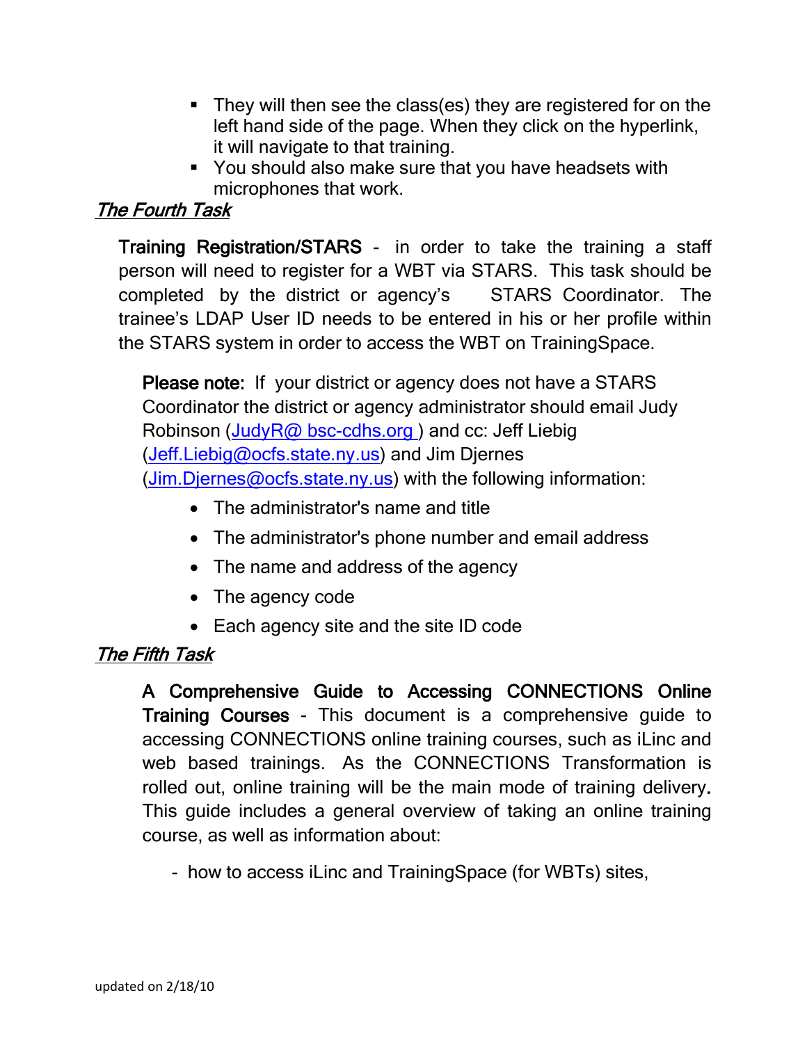- They will then see the class(es) they are registered for on the left hand side of the page. When they click on the hyperlink, it will navigate to that training.
- You should also make sure that you have headsets with microphones that work.

## *The Fourth Task*

**Training Registration/STARS** - in order to take the training a staff person will need to register for a WBT via STARS. This task should be completed by the district or agency's STARS Coordinator. The trainee's LDAP User ID needs to be entered in his or her profile within the STARS system in order to access the WBT on TrainingSpace.

**Please note:** If your district or agency does not have a STARS Coordinator the district or agency administrator should email Judy Robinson (JudyR@ bsc-cdhs.org ) and cc: Jeff Liebig (Jeff.Liebig@ocfs.state.ny.us) and Jim Djernes (Jim.Djernes@ocfs.state.ny.us) with the following information:

- The administrator's name and title
- The administrator's phone number and email address
- The name and address of the agency
- The agency code
- Each agency site and the site ID code

## *The Fifth Task*

**A Comprehensive Guide to Accessing CONNECTIONS Online Training Courses** - This document is a comprehensive guide to accessing CONNECTIONS online training courses, such as iLinc and web based trainings. As the CONNECTIONS Transformation is rolled out, online training will be the main mode of training delivery. This guide includes a general overview of taking an online training course, as well as information about:

- how to access iLinc and TrainingSpace (for WBTs) sites,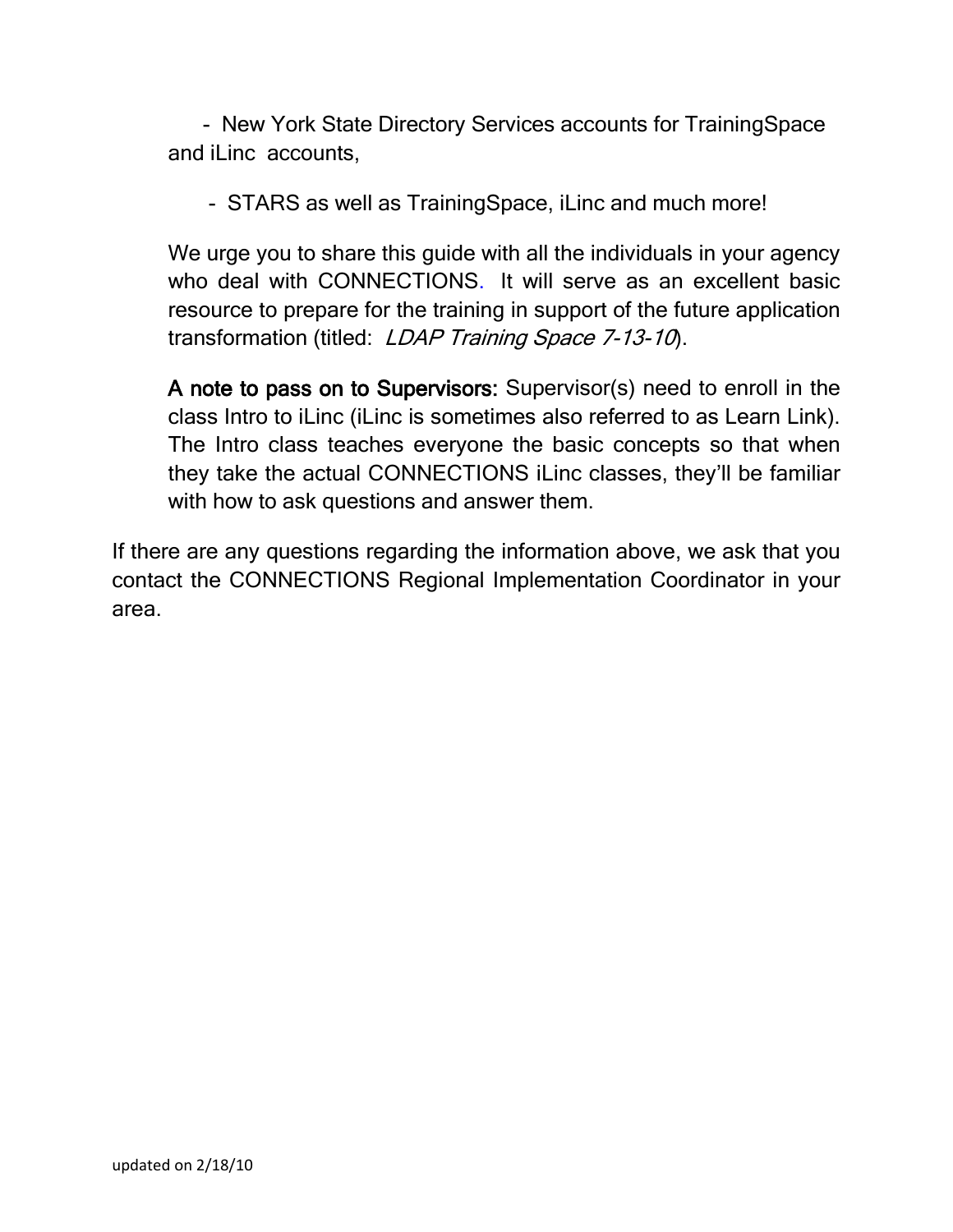- New York State Directory Services accounts for TrainingSpace and iLinc accounts,

- STARS as well as TrainingSpace, iLinc and much more!

We urge you to share this guide with all the individuals in your agency who deal with CONNECTIONS. It will serve as an excellent basic resource to prepare for the training in support of the future application transformation (titled: *LDAP Training Space 7-13-10*).

**A note to pass on to Supervisors:** Supervisor(s) need to enroll in the class Intro to iLinc (iLinc is sometimes also referred to as Learn Link). The Intro class teaches everyone the basic concepts so that when they take the actual CONNECTIONS iLinc classes, they'll be familiar with how to ask questions and answer them.

If there are any questions regarding the information above, we ask that you contact the CONNECTIONS Regional Implementation Coordinator in your area.

updated on 2/18/10